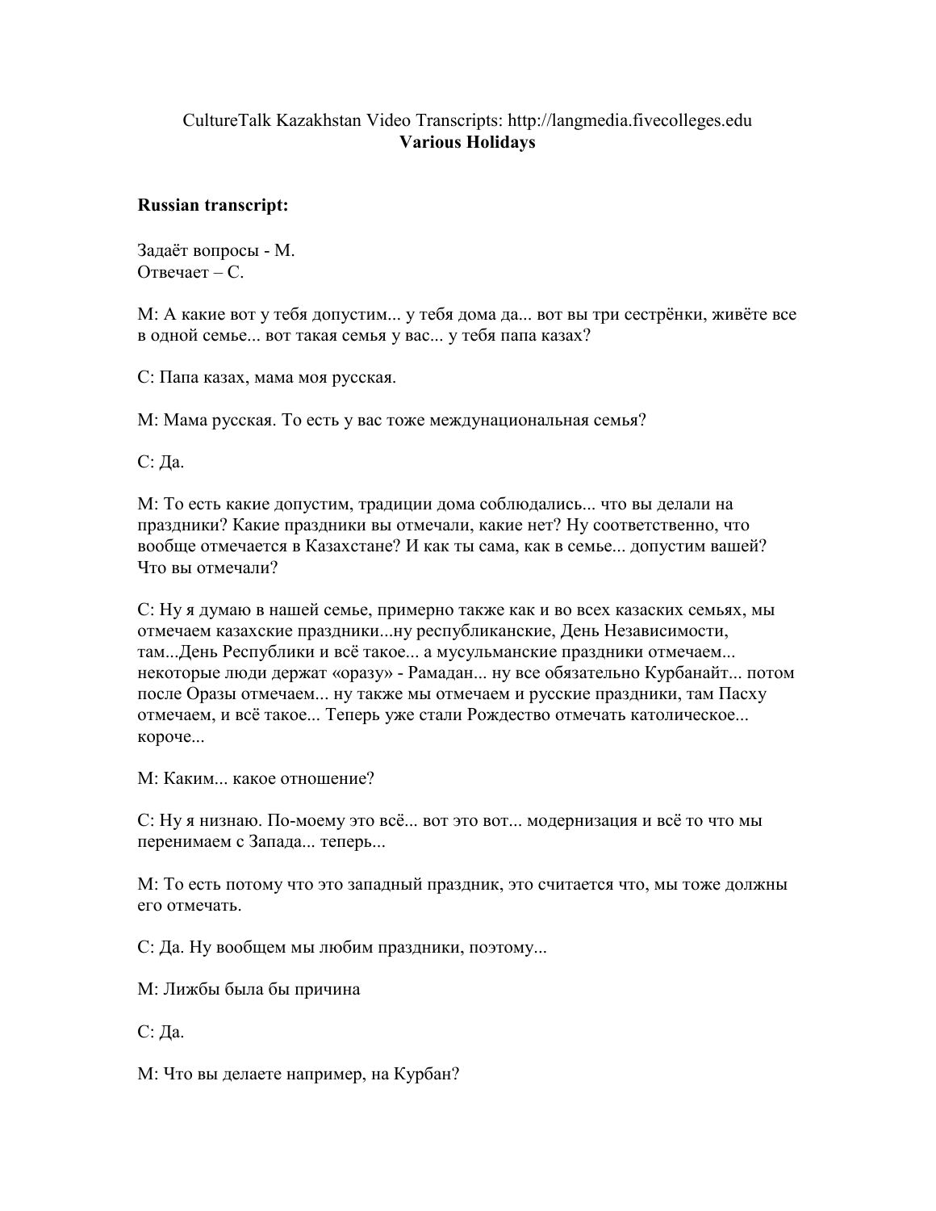CultureTalk Kazakhstan Video Transcripts: http://langmedia.fivecolleges.edu

**Various Holidays**

**Russian transcript:**

Задаёт вопросы - М.
Отвечает – С.

М: А какие вот у тебя допустим... у тебя дома да... вот вы три сестрёнки, живёте все в одной семье... вот такая семья у вас... у тебя папа казах?

С: Папа казах, мама моя русская.

М: Мама русская. То есть у вас тоже международная семья?

С: Да.

М: То есть какие допустим, традиции дома соблюдались... что вы делали на праздники? Какие праздники вы отмечали, какие нет? Ну соответственно, что вообще отмечается в Казахстане? И как ты сама, как в семье... допустим вашей? Что вы отмечали?

С: Ну я думаю в нашей семье, примерно также как и во всех казаских семьях, мы отмечаем казахские праздники...ну республиканские, День Независимости, там...День Республики и всё такое... а мусульманские праздники отмечаем... некоторые люди держат «оразу» - Рамадан... ну все обязательно Курбанайт... потом после Оразы отмечаем... ну также мы отмечаем и русские праздники, там Пасху отмечаем, и всё такое... Теперь уже стали Рождество отмечать католическое... короче...

М: Каким... какое отношение?

С: Ну я низнаю. По-моему это всё... вот это вот... модернизация и всё то что мы перенимаем с Запада... теперь...

М: То есть потому что это западный праздник, это считается что, мы тоже должны его отмечать.

С: Да. Ну вообщем мы любим праздники, поэтому...

М: Лижбы была бы причина

С: Да.

М: Что вы делаете например, на Курбан?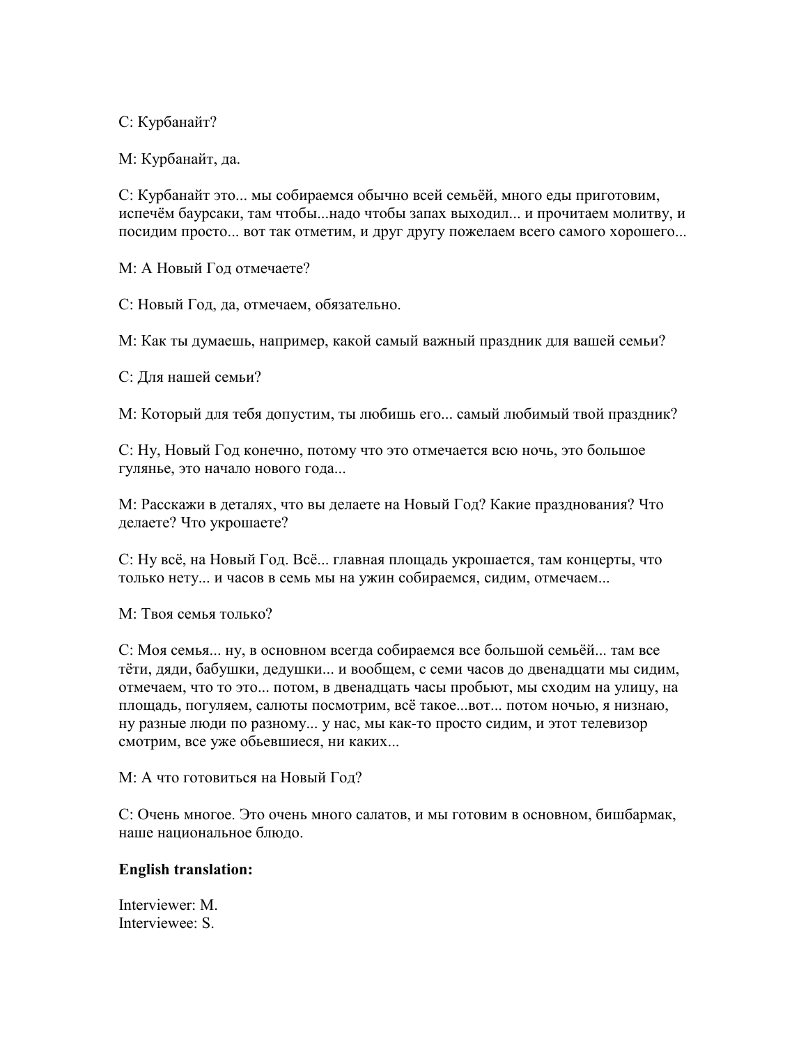С: Курбанайт?

М: Курбанайт, да.

С: Курбанайт это... мы собираемся обычно всей семьёй, много еды приготовим, испечём баурсаки, там чтобы...надо чтобы запах выходил... и прочитаем молитву, и посидим просто... вот так отметим, и друг другу пожелаем всего самого хорошего...

М: А Новый Год отмечаете?

С: Новый Год, да, отмечаем, обязательно.

М: Как ты думаешь, например, какой самый важный праздник для вашей семьи?

С: Для нашей семьи?

М: Который для тебя допустим, ты любишь его... самый любимый твой праздник?

С: Ну, Новый Год конечно, потому что это отмечается всю ночь, это большое гулянье, это начало нового года...

М: Расскажи в деталях, что вы делаете на Новый Год? Какие празднования? Что делаете? Что укрошаете?

С: Ну всё, на Новый Год. Всё... главная площадь укрошается, там концерты, что только нету... и часов в семь мы на ужин собираемся, сидим, отмечаем...

М: Твоя семья только?

С: Моя семья... ну, в основном всегда собираемся все большой семьёй... там все тёти, дяди, бабушки, дедушки... и вообщем, с семи часов до двенадцати мы сидим, отмечаем, что то это... потом, в двенадцать часы пробьют, мы сходим на улицу, на площадь, погуляем, салюты посмотрим, всё такое...вот... потом ночью, я низнаю, ну разные люди по разному... у нас, мы как-то просто сидим, и этот телевизор смотрим, все уже обьевшиеся, ни каких...

М: А что готовиться на Новый Год?

С: Очень многое. Это очень много салатов, и мы готовим в основном, бишбармак, наше национальное блюдо.

**English translation:**

Interviewer: M.
Interviewee: S.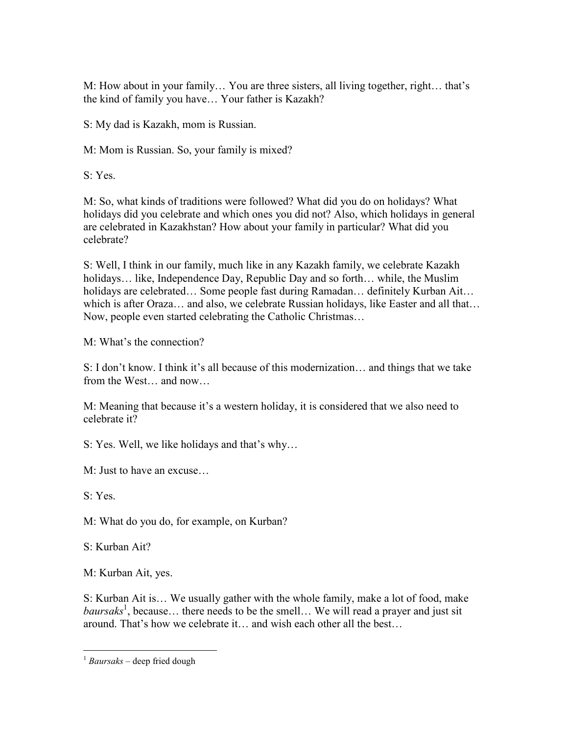M: How about in your family… You are three sisters, all living together, right… that's the kind of family you have… Your father is Kazakh?

S: My dad is Kazakh, mom is Russian.

M: Mom is Russian. So, your family is mixed?

S: Yes.

M: So, what kinds of traditions were followed? What did you do on holidays? What holidays did you celebrate and which ones you did not? Also, which holidays in general are celebrated in Kazakhstan? How about your family in particular? What did you celebrate?

S: Well, I think in our family, much like in any Kazakh family, we celebrate Kazakh holidays… like, Independence Day, Republic Day and so forth… while, the Muslim holidays are celebrated… Some people fast during Ramadan… definitely Kurban Ait… which is after Oraza… and also, we celebrate Russian holidays, like Easter and all that… Now, people even started celebrating the Catholic Christmas…

M: What's the connection?

S: I don't know. I think it's all because of this modernization… and things that we take from the West… and now…

M: Meaning that because it's a western holiday, it is considered that we also need to celebrate it?

S: Yes. Well, we like holidays and that's why…

M: Just to have an excuse…

S: Yes.

M: What do you do, for example, on Kurban?

S: Kurban Ait?

M: Kurban Ait, yes.

S: Kurban Ait is… We usually gather with the whole family, make a lot of food, make *baursaks*[1], because… there needs to be the smell… We will read a prayer and just sit around. That's how we celebrate it… and wish each other all the best…

---

[1] *Baursaks* – deep fried dough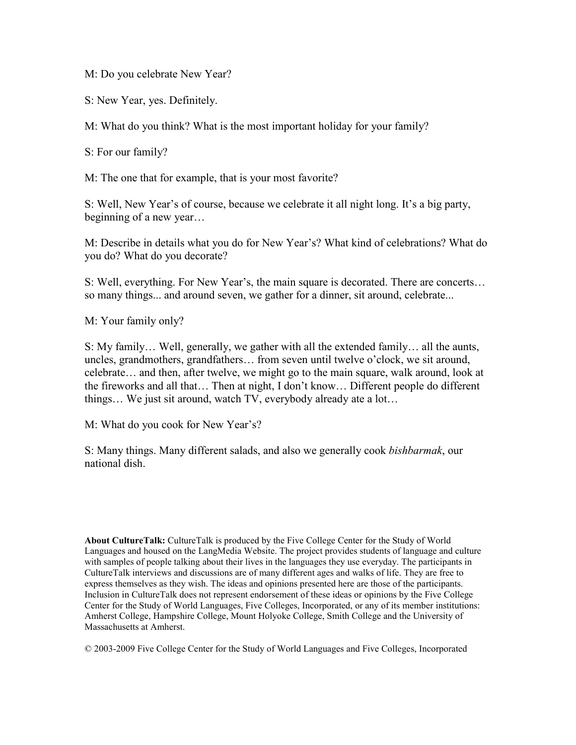M: Do you celebrate New Year?

S: New Year, yes. Definitely.

M: What do you think? What is the most important holiday for your family?

S: For our family?

M: The one that for example, that is your most favorite?

S: Well, New Year's of course, because we celebrate it all night long. It's a big party, beginning of a new year…

M: Describe in details what you do for New Year's? What kind of celebrations? What do you do? What do you decorate?

S: Well, everything. For New Year's, the main square is decorated. There are concerts… so many things... and around seven, we gather for a dinner, sit around, celebrate...

M: Your family only?

S: My family… Well, generally, we gather with all the extended family… all the aunts, uncles, grandmothers, grandfathers… from seven until twelve o'clock, we sit around, celebrate… and then, after twelve, we might go to the main square, walk around, look at the fireworks and all that… Then at night, I don't know… Different people do different things… We just sit around, watch TV, everybody already ate a lot…

M: What do you cook for New Year's?

S: Many things. Many different salads, and also we generally cook *bishbarmak*, our national dish.

**About CultureTalk:** CultureTalk is produced by the Five College Center for the Study of World Languages and housed on the LangMedia Website. The project provides students of language and culture with samples of people talking about their lives in the languages they use everyday. The participants in CultureTalk interviews and discussions are of many different ages and walks of life. They are free to express themselves as they wish. The ideas and opinions presented here are those of the participants. Inclusion in CultureTalk does not represent endorsement of these ideas or opinions by the Five College Center for the Study of World Languages, Five Colleges, Incorporated, or any of its member institutions: Amherst College, Hampshire College, Mount Holyoke College, Smith College and the University of Massachusetts at Amherst.

© 2003-2009 Five College Center for the Study of World Languages and Five Colleges, Incorporated